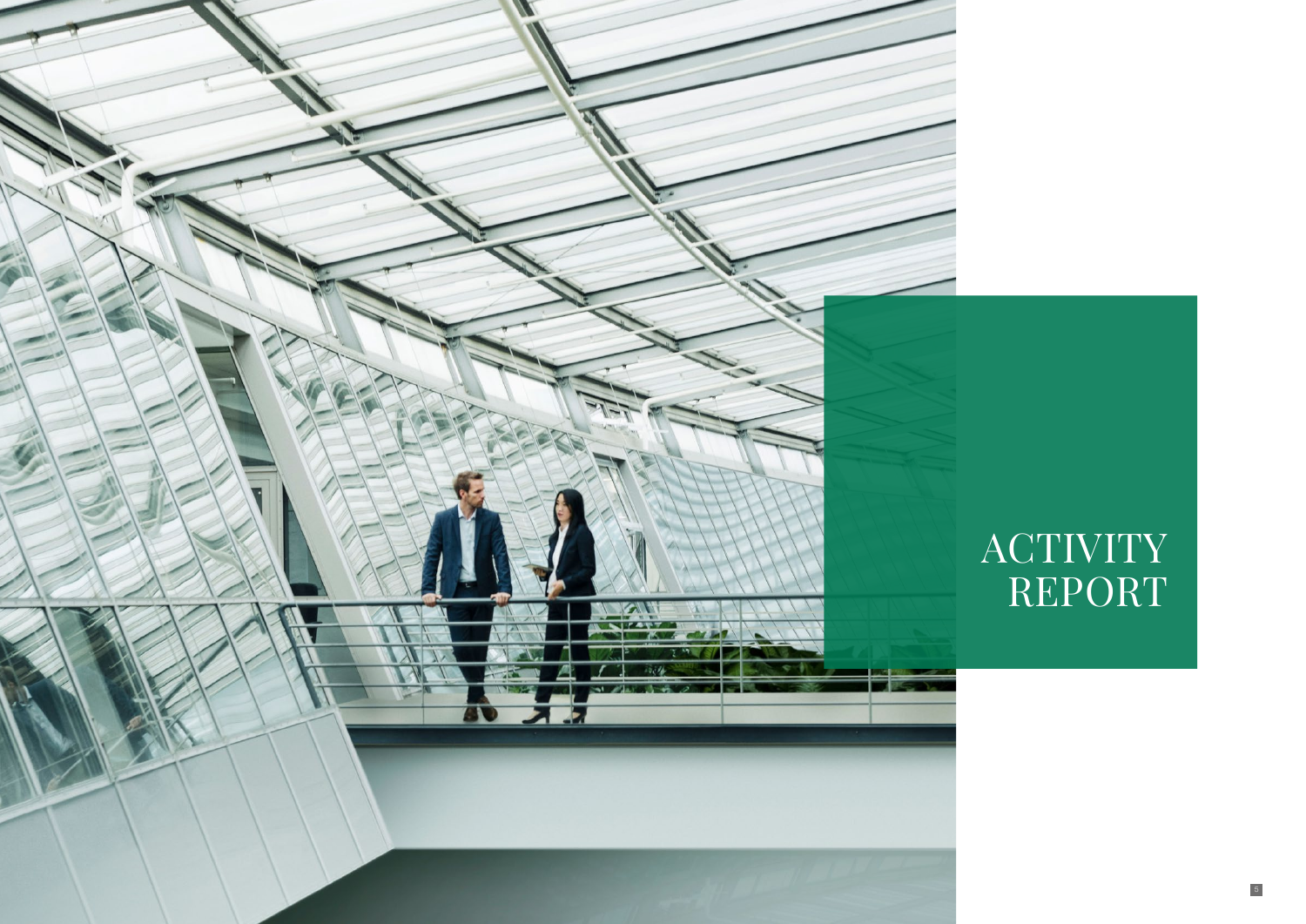# ACTIVITY REPORT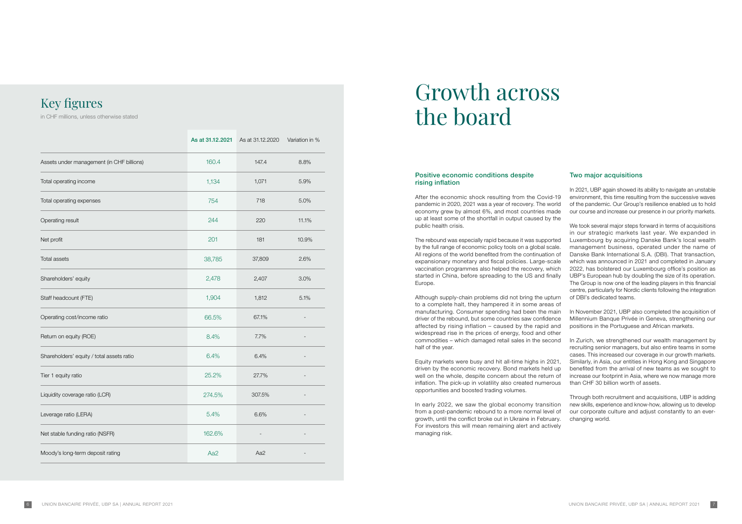## Key figures

in CHF millions, unless otherwise stated

| | As at 31.12.2021 | As at 31.12.2020 | Variation in % |
|---|---|---|---|
| Assets under management (in CHF billions) | 160.4 | 147.4 | 8.8% |
| Total operating income | 1,134 | 1,071 | 5.9% |
| Total operating expenses | 754 | 718 | 5.0% |
| Operating result | 244 | 220 | 11.1% |
| Net profit | 201 | 181 | 10.9% |
| Total assets | 38,785 | 37,809 | 2.6% |
| Shareholders' equity | 2,478 | 2,407 | 3.0% |
| Staff headcount (FTE) | 1,904 | 1,812 | 5.1% |
| Operating cost/income ratio | 66.5% | 67.1% | - |
| Return on equity (ROE) | 8.4% | 7.7% | - |
| Shareholders' equity / total assets ratio | 6.4% | 6.4% | - |
| Tier 1 equity ratio | 25.2% | 27.7% | - |
| Liquidity coverage ratio (LCR) | 274.5% | 307.5% | - |
| Leverage ratio (LERA) | 5.4% | 6.6% | - |
| Net stable funding ratio (NSFR) | 162.6% | - | - |
| Moody's long-term deposit rating | Aa2 | Aa2 | - |

# Growth across the board

### Positive economic conditions despite rising inflation

After the economic shock resulting from the Covid-19 pandemic in 2020, 2021 was a year of recovery. The world economy grew by almost 6%, and most countries made up at least some of the shortfall in output caused by the public health crisis.

The rebound was especially rapid because it was supported by the full range of economic policy tools on a global scale. All regions of the world benefited from the continuation of expansionary monetary and fiscal policies. Large-scale vaccination programmes also helped the recovery, which started in China, before spreading to the US and finally Europe.

Although supply-chain problems did not bring the upturn to a complete halt, they hampered it in some areas of manufacturing. Consumer spending had been the main driver of the rebound, but some countries saw confidence affected by rising inflation – caused by the rapid and widespread rise in the prices of energy, food and other commodities – which damaged retail sales in the second half of the year.

Equity markets were busy and hit all-time highs in 2021, driven by the economic recovery. Bond markets held up well on the whole, despite concern about the return of inflation. The pick-up in volatility also created numerous opportunities and boosted trading volumes.

In early 2022, we saw the global economy transition from a post-pandemic rebound to a more normal level of growth, until the conflict broke out in Ukraine in February. For investors this will mean remaining alert and actively managing risk.

### Two major acquisitions

In 2021, UBP again showed its ability to navigate an unstable environment, this time resulting from the successive waves of the pandemic. Our Group's resilience enabled us to hold our course and increase our presence in our priority markets.

We took several major steps forward in terms of acquisitions in our strategic markets last year. We expanded in Luxembourg by acquiring Danske Bank's local wealth management business, operated under the name of Danske Bank International S.A. (DBI). That transaction, which was announced in 2021 and completed in January 2022, has bolstered our Luxembourg office's position as UBP's European hub by doubling the size of its operation. The Group is now one of the leading players in this financial centre, particularly for Nordic clients following the integration of DBI's dedicated teams.

In November 2021, UBP also completed the acquisition of Millennium Banque Privée in Geneva, strengthening our positions in the Portuguese and African markets.

In Zurich, we strengthened our wealth management by recruiting senior managers, but also entire teams in some cases. This increased our coverage in our growth markets. Similarly, in Asia, our entities in Hong Kong and Singapore benefited from the arrival of new teams as we sought to increase our footprint in Asia, where we now manage more than CHF 30 billion worth of assets.

Through both recruitment and acquisitions, UBP is adding new skills, experience and know-how, allowing us to develop our corporate culture and adjust constantly to an ever-changing world.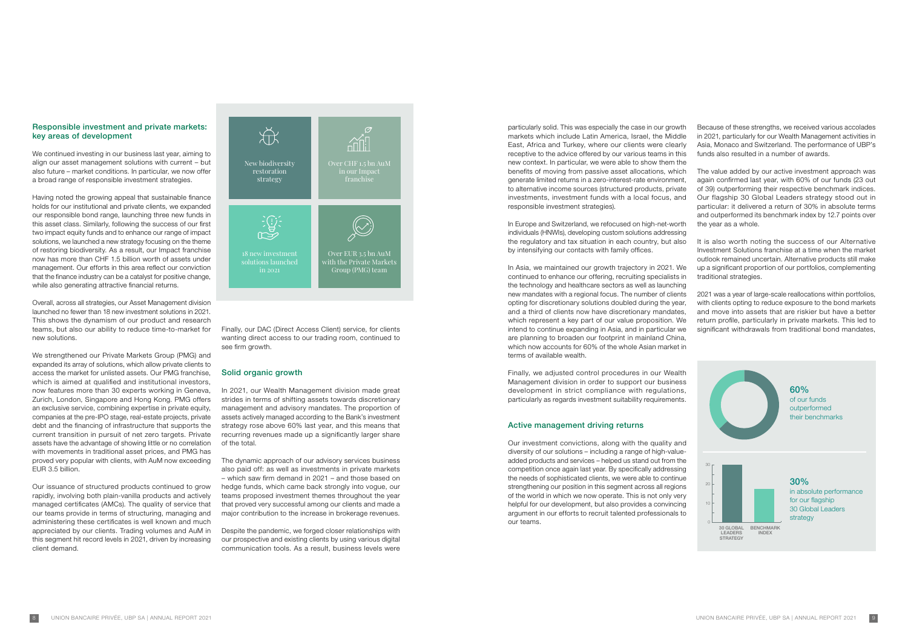## Responsible investment and private markets: key areas of development

We continued investing in our business last year, aiming to align our asset management solutions with current – but also future – market conditions. In particular, we now offer a broad range of responsible investment strategies.

Having noted the growing appeal that sustainable finance holds for our institutional and private clients, we expanded our responsible bond range, launching three new funds in this asset class. Similarly, following the success of our first two impact equity funds and to enhance our range of impact solutions, we launched a new strategy focusing on the theme of restoring biodiversity. As a result, our Impact franchise now has more than CHF 1.5 billion worth of assets under management. Our efforts in this area reflect our conviction that the finance industry can be a catalyst for positive change, while also generating attractive financial returns.

Overall, across all strategies, our Asset Management division launched no fewer than 18 new investment solutions in 2021. This shows the dynamism of our product and research teams, but also our ability to reduce time-to-market for new solutions.

We strengthened our Private Markets Group (PMG) and expanded its array of solutions, which allow private clients to access the market for unlisted assets. Our PMG franchise, which is aimed at qualified and institutional investors, now features more than 30 experts working in Geneva, Zurich, London, Singapore and Hong Kong. PMG offers an exclusive service, combining expertise in private equity, companies at the pre-IPO stage, real-estate projects, private debt and the financing of infrastructure that supports the current transition in pursuit of net zero targets. Private assets have the advantage of showing little or no correlation with movements in traditional asset prices, and PMG has proved very popular with clients, with AuM now exceeding EUR 3.5 billion.

Our issuance of structured products continued to grow rapidly, involving both plain-vanilla products and actively managed certificates (AMCs). The quality of service that our teams provide in terms of structuring, managing and administering these certificates is well known and much appreciated by our clients. Trading volumes and AuM in this segment hit record levels in 2021, driven by increasing client demand.

New biodiversity restoration strategy

Over CHF 1.5 bn AuM in our Impact franchise

18 new investment solutions launched in 2021

Over EUR 3.5 bn AuM with the Private Markets Group (PMG) team

Finally, our DAC (Direct Access Client) service, for clients wanting direct access to our trading room, continued to see firm growth.

## Solid organic growth

In 2021, our Wealth Management division made great strides in terms of shifting assets towards discretionary management and advisory mandates. The proportion of assets actively managed according to the Bank's investment strategy rose above 60% last year, and this means that recurring revenues made up a significantly larger share of the total.

The dynamic approach of our advisory services business also paid off: as well as investments in private markets – which saw firm demand in 2021 – and those based on hedge funds, which came back strongly into vogue, our teams proposed investment themes throughout the year that proved very successful among our clients and made a major contribution to the increase in brokerage revenues.

Despite the pandemic, we forged closer relationships with our prospective and existing clients by using various digital communication tools. As a result, business levels were particularly solid. This was especially the case in our growth markets which include Latin America, Israel, the Middle East, Africa and Turkey, where our clients were clearly receptive to the advice offered by our various teams in this new context. In particular, we were able to show them the benefits of moving from passive asset allocations, which generate limited returns in a zero-interest-rate environment, to alternative income sources (structured products, private investments, investment funds with a local focus, and responsible investment strategies).

In Europe and Switzerland, we refocused on high-net-worth individuals (HNWIs), developing custom solutions addressing the regulatory and tax situation in each country, but also by intensifying our contacts with family offices.

In Asia, we maintained our growth trajectory in 2021. We continued to enhance our offering, recruiting specialists in the technology and healthcare sectors as well as launching new mandates with a regional focus. The number of clients opting for discretionary solutions doubled during the year, and a third of clients now have discretionary mandates, which represent a key part of our value proposition. We intend to continue expanding in Asia, and in particular we are planning to broaden our footprint in mainland China, which now accounts for 60% of the whole Asian market in terms of available wealth.

Finally, we adjusted control procedures in our Wealth Management division in order to support our business development in strict compliance with regulations, particularly as regards investment suitability requirements.

## Active management driving returns

Our investment convictions, along with the quality and diversity of our solutions – including a range of high-value-added products and services – helped us stand out from the competition once again last year. By specifically addressing the needs of sophisticated clients, we were able to continue strengthening our position in this segment across all regions of the world in which we now operate. This is not only very helpful for our development, but also provides a convincing argument in our efforts to recruit talented professionals to our teams.

Because of these strengths, we received various accolades in 2021, particularly for our Wealth Management activities in Asia, Monaco and Switzerland. The performance of UBP's funds also resulted in a number of awards.

The value added by our active investment approach was again confirmed last year, with 60% of our funds (23 out of 39) outperforming their respective benchmark indices. Our flagship 30 Global Leaders strategy stood out in particular: it delivered a return of 30% in absolute terms and outperformed its benchmark index by 12.7 points over the year as a whole.

It is also worth noting the success of our Alternative Investment Solutions franchise at a time when the market outlook remained uncertain. Alternative products still make up a significant proportion of our portfolios, complementing traditional strategies.

2021 was a year of large-scale reallocations within portfolios, with clients opting to reduce exposure to the bond markets and move into assets that are riskier but have a better return profile, particularly in private markets. This led to significant withdrawals from traditional bond mandates,

**60%** of our funds outperformed their benchmarks

**30%** in absolute performance for our flagship 30 Global Leaders strategy

| | 30 GLOBAL LEADERS STRATEGY | BENCHMARK INDEX |
|---|---|---|
| Performance (%) | 30 | 17.3 |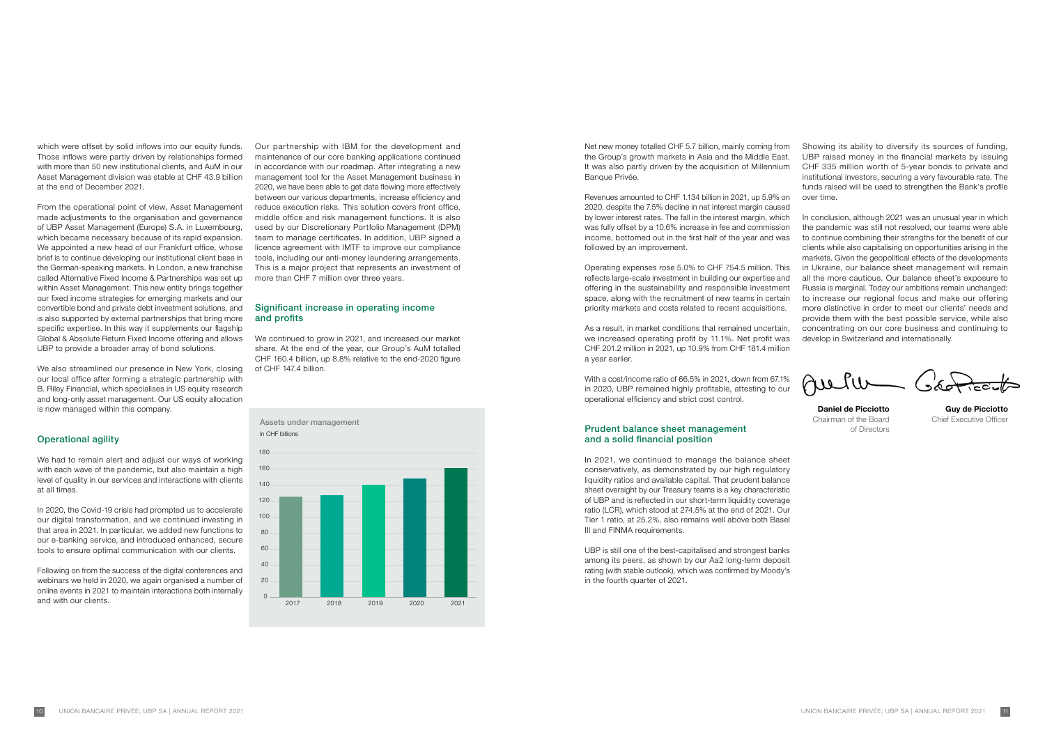which were offset by solid inflows into our equity funds. Those inflows were partly driven by relationships formed with more than 50 new institutional clients, and AuM in our Asset Management division was stable at CHF 43.9 billion at the end of December 2021.

From the operational point of view, Asset Management made adjustments to the organisation and governance of UBP Asset Management (Europe) S.A. in Luxembourg, which became necessary because of its rapid expansion. We appointed a new head of our Frankfurt office, whose brief is to continue developing our institutional client base in the German-speaking markets. In London, a new franchise called Alternative Fixed Income & Partnerships was set up within Asset Management. This new entity brings together our fixed income strategies for emerging markets and our convertible bond and private debt investment solutions, and is also supported by external partnerships that bring more specific expertise. In this way it supplements our flagship Global & Absolute Return Fixed Income offering and allows UBP to provide a broader array of bond solutions.

We also streamlined our presence in New York, closing our local office after forming a strategic partnership with B. Riley Financial, which specialises in US equity research and long-only asset management. Our US equity allocation is now managed within this company.

## Operational agility

We had to remain alert and adjust our ways of working with each wave of the pandemic, but also maintain a high level of quality in our services and interactions with clients at all times.

In 2020, the Covid-19 crisis had prompted us to accelerate our digital transformation, and we continued investing in that area in 2021. In particular, we added new functions to our e-banking service, and introduced enhanced, secure tools to ensure optimal communication with our clients.

Following on from the success of the digital conferences and webinars we held in 2020, we again organised a number of online events in 2021 to maintain interactions both internally and with our clients.

Our partnership with IBM for the development and maintenance of our core banking applications continued in accordance with our roadmap. After integrating a new management tool for the Asset Management business in 2020, we have been able to get data flowing more effectively between our various departments, increase efficiency and reduce execution risks. This solution covers front office, middle office and risk management functions. It is also used by our Discretionary Portfolio Management (DPM) team to manage certificates. In addition, UBP signed a licence agreement with IMTF to improve our compliance tools, including our anti-money laundering arrangements. This is a major project that represents an investment of more than CHF 7 million over three years.

## Significant increase in operating income and profits

We continued to grow in 2021, and increased our market share. At the end of the year, our Group's AuM totalled CHF 160.4 billion, up 8.8% relative to the end-2020 figure of CHF 147.4 billion.

Assets under management
in CHF billions

180
160
140
120
100
80
60
40
20
0

2017 2018 2019 2020 2021

Net new money totalled CHF 5.7 billion, mainly coming from the Group's growth markets in Asia and the Middle East. It was also partly driven by the acquisition of Millennium Banque Privée.

Revenues amounted to CHF 1.134 billion in 2021, up 5.9% on 2020, despite the 7.5% decline in net interest margin caused by lower interest rates. The fall in the interest margin, which was fully offset by a 10.6% increase in fee and commission income, bottomed out in the first half of the year and was followed by an improvement.

Operating expenses rose 5.0% to CHF 754.5 million. This reflects large-scale investment in building our expertise and offering in the sustainability and responsible investment space, along with the recruitment of new teams in certain priority markets and costs related to recent acquisitions.

As a result, in market conditions that remained uncertain, we increased operating profit by 11.1%. Net profit was CHF 201.2 million in 2021, up 10.9% from CHF 181.4 million a year earlier.

With a cost/income ratio of 66.5% in 2021, down from 67.1% in 2020, UBP remained highly profitable, attesting to our operational efficiency and strict cost control.

## Prudent balance sheet management and a solid financial position

In 2021, we continued to manage the balance sheet conservatively, as demonstrated by our high regulatory liquidity ratios and available capital. That prudent balance sheet oversight by our Treasury teams is a key characteristic of UBP and is reflected in our short-term liquidity coverage ratio (LCR), which stood at 274.5% at the end of 2021. Our Tier 1 ratio, at 25.2%, also remains well above both Basel III and FINMA requirements.

UBP is still one of the best-capitalised and strongest banks among its peers, as shown by our Aa2 long-term deposit rating (with stable outlook), which was confirmed by Moody's in the fourth quarter of 2021.

Showing its ability to diversify its sources of funding, UBP raised money in the financial markets by issuing CHF 335 million worth of 5-year bonds to private and institutional investors, securing a very favourable rate. The funds raised will be used to strengthen the Bank's profile over time.

In conclusion, although 2021 was an unusual year in which the pandemic was still not resolved, our teams were able to continue combining their strengths for the benefit of our clients while also capitalising on opportunities arising in the markets. Given the geopolitical effects of the developments in Ukraine, our balance sheet management will remain all the more cautious. Our balance sheet's exposure to Russia is marginal. Today our ambitions remain unchanged: to increase our regional focus and make our offering more distinctive in order to meet our clients' needs and provide them with the best possible service, while also concentrating on our core business and continuing to develop in Switzerland and internationally.

**Daniel de Picciotto**
Chairman of the Board of Directors

**Guy de Picciotto**
Chief Executive Officer